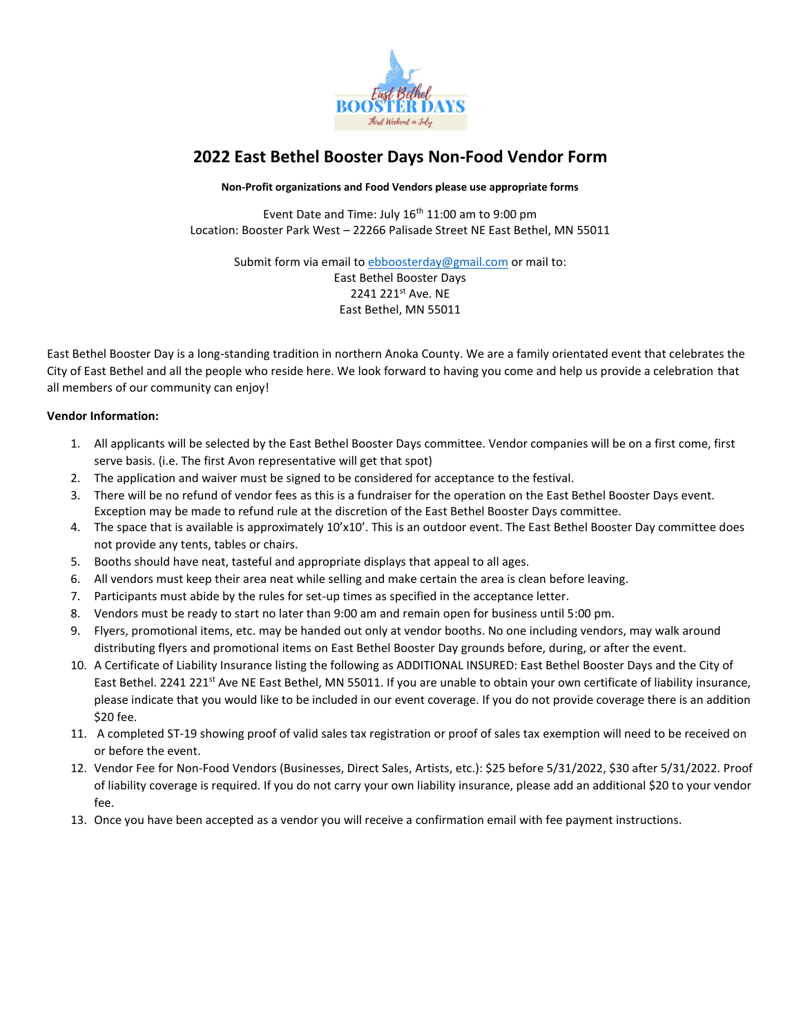# 2022 East Bethel Booster Days Non-Food Vendor Form

**Non-Profit organizations and Food Vendors please use appropriate forms**

Event Date and Time: July 16th 11:00 am to 9:00 pm
Location: Booster Park West – 22266 Palisade Street NE East Bethel, MN 55011

Submit form via email to ebboosterday@gmail.com or mail to:
East Bethel Booster Days
2241 221st Ave. NE
East Bethel, MN 55011

East Bethel Booster Day is a long-standing tradition in northern Anoka County. We are a family orientated event that celebrates the City of East Bethel and all the people who reside here. We look forward to having you come and help us provide a celebration that all members of our community can enjoy!

**Vendor Information:**

1. All applicants will be selected by the East Bethel Booster Days committee. Vendor companies will be on a first come, first serve basis. (i.e. The first Avon representative will get that spot)
2. The application and waiver must be signed to be considered for acceptance to the festival.
3. There will be no refund of vendor fees as this is a fundraiser for the operation on the East Bethel Booster Days event. Exception may be made to refund rule at the discretion of the East Bethel Booster Days committee.
4. The space that is available is approximately 10'x10'. This is an outdoor event. The East Bethel Booster Day committee does not provide any tents, tables or chairs.
5. Booths should have neat, tasteful and appropriate displays that appeal to all ages.
6. All vendors must keep their area neat while selling and make certain the area is clean before leaving.
7. Participants must abide by the rules for set-up times as specified in the acceptance letter.
8. Vendors must be ready to start no later than 9:00 am and remain open for business until 5:00 pm.
9. Flyers, promotional items, etc. may be handed out only at vendor booths. No one including vendors, may walk around distributing flyers and promotional items on East Bethel Booster Day grounds before, during, or after the event.
10. A Certificate of Liability Insurance listing the following as ADDITIONAL INSURED: East Bethel Booster Days and the City of East Bethel. 2241 221st Ave NE East Bethel, MN 55011. If you are unable to obtain your own certificate of liability insurance, please indicate that you would like to be included in our event coverage. If you do not provide coverage there is an addition $20 fee.
11. A completed ST-19 showing proof of valid sales tax registration or proof of sales tax exemption will need to be received on or before the event.
12. Vendor Fee for Non-Food Vendors (Businesses, Direct Sales, Artists, etc.): $25 before 5/31/2022, $30 after 5/31/2022. Proof of liability coverage is required. If you do not carry your own liability insurance, please add an additional $20 to your vendor fee.
13. Once you have been accepted as a vendor you will receive a confirmation email with fee payment instructions.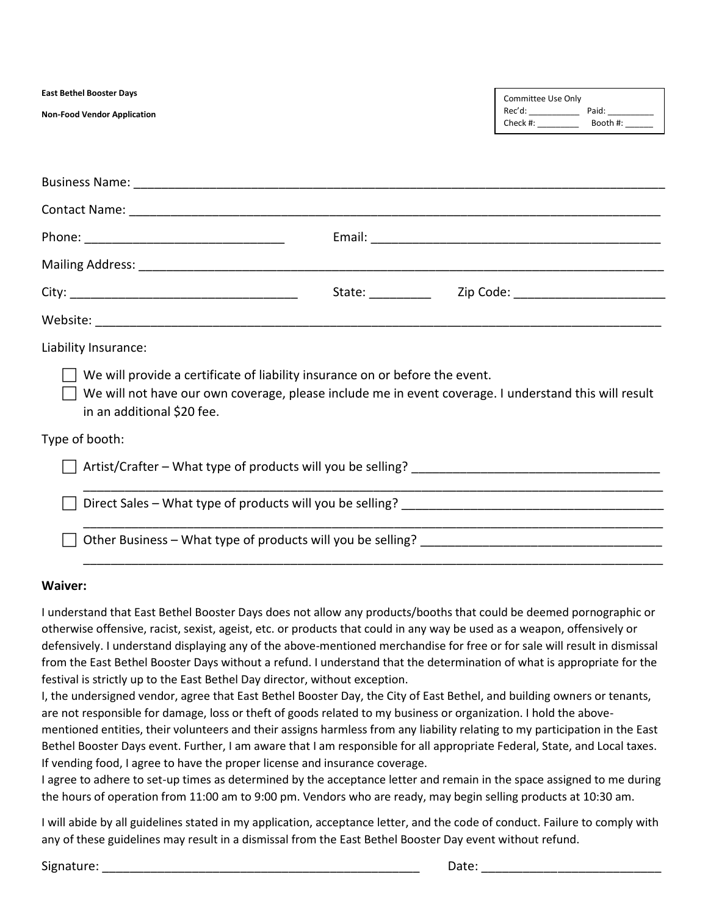**East Bethel Booster Days**

**Non-Food Vendor Application**

| Committee Use Only | |
|---|---|
| Rec'd: __________ | Paid: __________ |
| Check #: _________ | Booth #: ______ |

Business Name: ______________________________________________________________________________

Contact Name: ______________________________________________________________________________

Phone: _____________________________ Email: ___________________________________________

Mailing Address: _____________________________________________________________________________

City: _________________________________ State: _________ Zip Code: ______________________

Website: ______________________________________________________________________________

Liability Insurance:

- ☐ We will provide a certificate of liability insurance on or before the event.
- ☐ We will not have our own coverage, please include me in event coverage. I understand this will result in an additional $20 fee.

Type of booth:

- ☐ Artist/Crafter – What type of products will you be selling? ___________________________________
  _____________________________________________________________________________________
- ☐ Direct Sales – What type of products will you be selling? _____________________________________
  _____________________________________________________________________________________
- ☐ Other Business – What type of products will you be selling? __________________________________
  _____________________________________________________________________________________

**Waiver:**

I understand that East Bethel Booster Days does not allow any products/booths that could be deemed pornographic or otherwise offensive, racist, sexist, ageist, etc. or products that could in any way be used as a weapon, offensively or defensively. I understand displaying any of the above-mentioned merchandise for free or for sale will result in dismissal from the East Bethel Booster Days without a refund. I understand that the determination of what is appropriate for the festival is strictly up to the East Bethel Day director, without exception.

I, the undersigned vendor, agree that East Bethel Booster Day, the City of East Bethel, and building owners or tenants, are not responsible for damage, loss or theft of goods related to my business or organization. I hold the above-mentioned entities, their volunteers and their assigns harmless from any liability relating to my participation in the East Bethel Booster Days event. Further, I am aware that I am responsible for all appropriate Federal, State, and Local taxes. If vending food, I agree to have the proper license and insurance coverage.

I agree to adhere to set-up times as determined by the acceptance letter and remain in the space assigned to me during the hours of operation from 11:00 am to 9:00 pm. Vendors who are ready, may begin selling products at 10:30 am.

I will abide by all guidelines stated in my application, acceptance letter, and the code of conduct. Failure to comply with any of these guidelines may result in a dismissal from the East Bethel Booster Day event without refund.

Signature: _______________________________________________ Date: __________________________